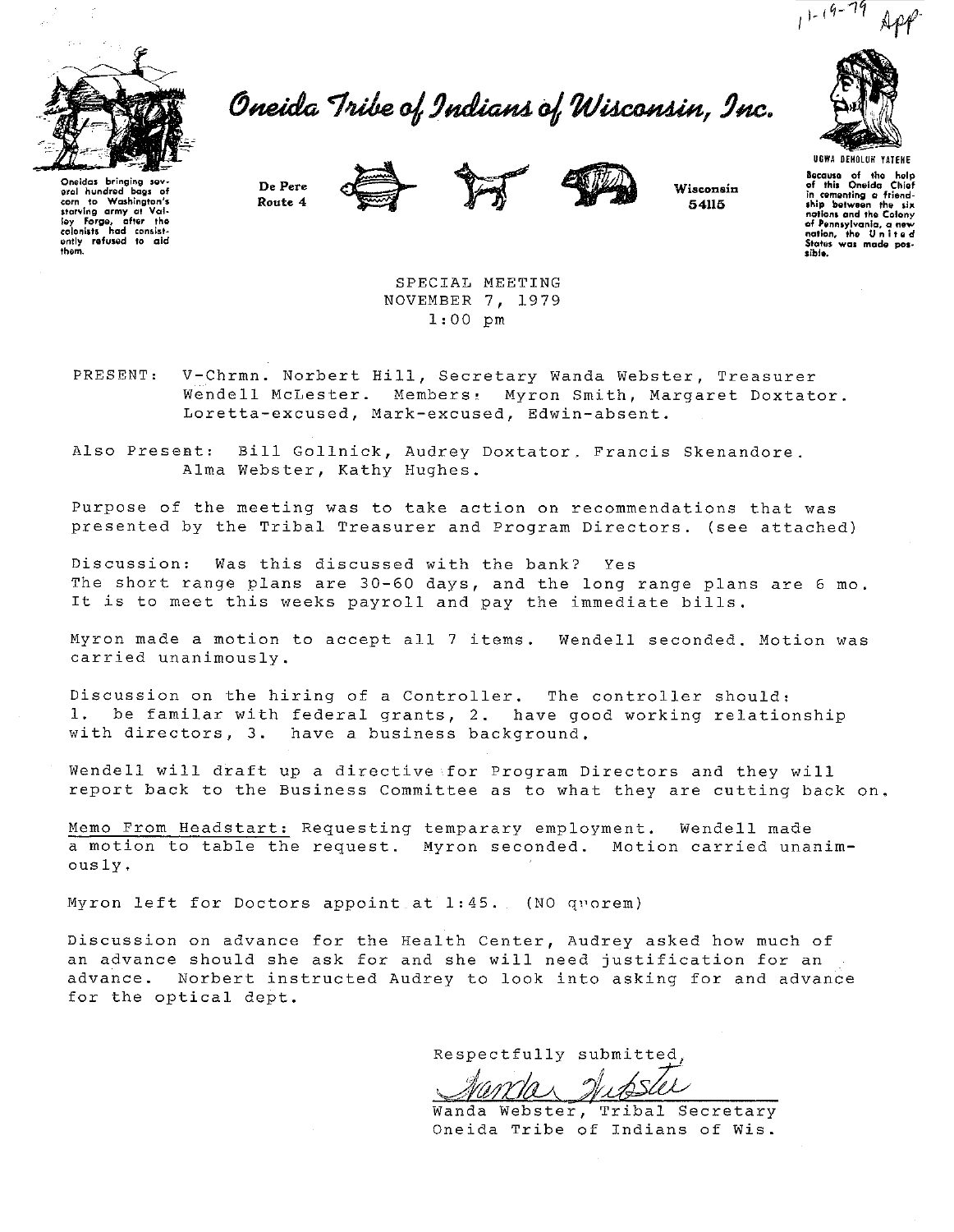11-19-79 App

# Oneida Tribe of Indians of Wisconsin, Inc.

Oneidas bringing several hundred bags of corn to Washington's starving army at Valley Forge, after the colonists had consistently refused to aid them.

De Pere
Route 4

Wisconsin
54115

UGWA DEHOLUH YATEHE

Because of the help of this Oneida Chief in cementing a friendship between the six nations and the Colony of Pennsylvania, a new nation, the United States was made possible.

SPECIAL MEETING
NOVEMBER 7, 1979
1:00 pm

PRESENT: V-Chrmn. Norbert Hill, Secretary Wanda Webster, Treasurer Wendell McLester. Members: Myron Smith, Margaret Doxtator. Loretta-excused, Mark-excused, Edwin-absent.

Also Present: Bill Gollnick, Audrey Doxtator. Francis Skenandore. Alma Webster, Kathy Hughes.

Purpose of the meeting was to take action on recommendations that was presented by the Tribal Treasurer and Program Directors. (see attached)

Discussion: Was this discussed with the bank? Yes
The short range plans are 30-60 days, and the long range plans are 6 mo. It is to meet this weeks payroll and pay the immediate bills.

Myron made a motion to accept all 7 items. Wendell seconded. Motion was carried unanimously.

Discussion on the hiring of a Controller. The controller should: 1. be familar with federal grants, 2. have good working relationship with directors, 3. have a business background.

Wendell will draft up a directive for Program Directors and they will report back to the Business Committee as to what they are cutting back on.

Memo From Headstart: Requesting temparary employment. Wendell made a motion to table the request. Myron seconded. Motion carried unanimously.

Myron left for Doctors appoint at 1:45. (NO quorem)

Discussion on advance for the Health Center, Audrey asked how much of an advance should she ask for and she will need justification for an advance. Norbert instructed Audrey to look into asking for and advance for the optical dept.

Respectfully submitted,

Wanda Webster

Wanda Webster, Tribal Secretary
Oneida Tribe of Indians of Wis.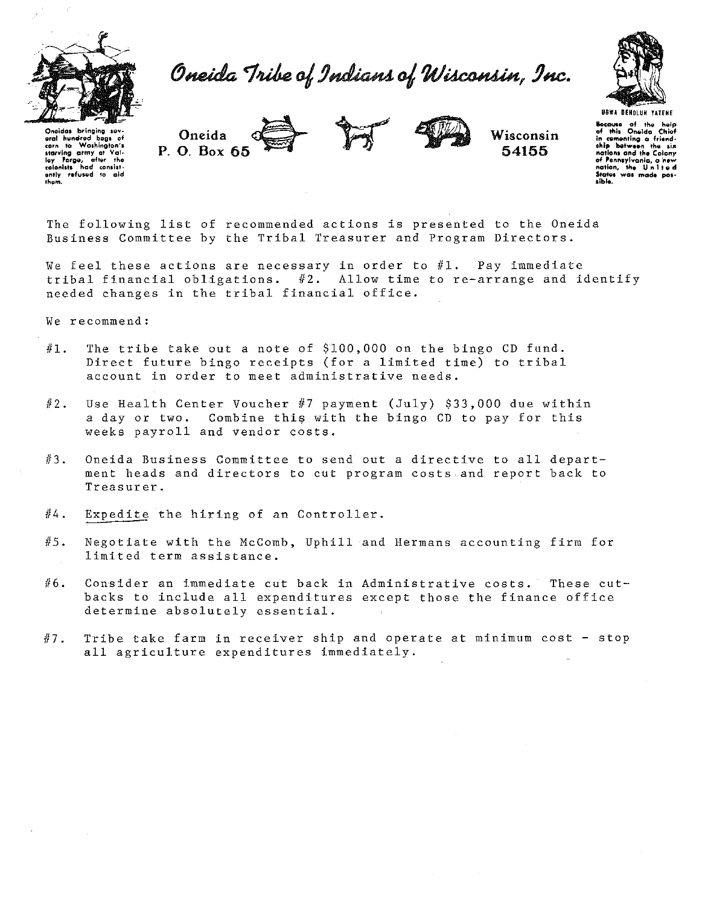# Oneida Tribe of Indians of Wisconsin, Inc.

Oneidas bringing several hundred bags of corn to Washington's starving army at Valley Forge, after the colonists had consistently refused to aid them.

Oneida
P. O. Box 65

Wisconsin
54155

UGWA DEHOLUH YATEHE

Because of the help of this Oneida Chief in cementing a friendship between the six nations and the Colony of Pennsylvania, a new nation, the United States was made possible.

The following list of recommended actions is presented to the Oneida Business Committee by the Tribal Treasurer and Program Directors.

We feel these actions are necessary in order to #1. Pay immediate tribal financial obligations. #2. Allow time to re-arrange and identify needed changes in the tribal financial office.

We recommend:

#1. The tribe take out a note of $100,000 on the bingo CD fund. Direct future bingo receipts (for a limited time) to tribal account in order to meet administrative needs.

#2. Use Health Center Voucher #7 payment (July) $33,000 due within a day or two. Combine this with the bingo CD to pay for this weeks payroll and vendor costs.

#3. Oneida Business Committee to send out a directive to all department heads and directors to cut program costs and report back to Treasurer.

#4. <u>Expedite</u> the hiring of an Controller.

#5. Negotiate with the McComb, Uphill and Hermans accounting firm for limited term assistance.

#6. Consider an immediate cut back in Administrative costs. These cutbacks to include all expenditures except those the finance office determine absolutely essential.

#7. Tribe take farm in receiver ship and operate at minimum cost - stop all agriculture expenditures immediately.